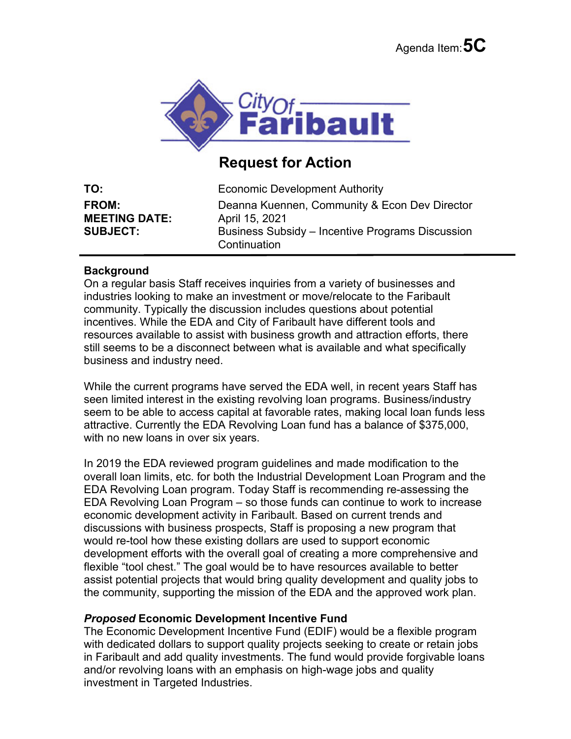Agenda Item: **5C**

City Of Faribault

# Request for Action

| | |
|---|---|
| **TO:** | Economic Development Authority |
| **FROM:** | Deanna Kuennen, Community & Econ Dev Director |
| **MEETING DATE:** | April 15, 2021 |
| **SUBJECT:** | Business Subsidy – Incentive Programs Discussion Continuation |

**Background**

On a regular basis Staff receives inquiries from a variety of businesses and industries looking to make an investment or move/relocate to the Faribault community. Typically the discussion includes questions about potential incentives. While the EDA and City of Faribault have different tools and resources available to assist with business growth and attraction efforts, there still seems to be a disconnect between what is available and what specifically business and industry need.

While the current programs have served the EDA well, in recent years Staff has seen limited interest in the existing revolving loan programs. Business/industry seem to be able to access capital at favorable rates, making local loan funds less attractive. Currently the EDA Revolving Loan fund has a balance of $375,000, with no new loans in over six years.

In 2019 the EDA reviewed program guidelines and made modification to the overall loan limits, etc. for both the Industrial Development Loan Program and the EDA Revolving Loan program. Today Staff is recommending re-assessing the EDA Revolving Loan Program – so those funds can continue to work to increase economic development activity in Faribault. Based on current trends and discussions with business prospects, Staff is proposing a new program that would re-tool how these existing dollars are used to support economic development efforts with the overall goal of creating a more comprehensive and flexible "tool chest." The goal would be to have resources available to better assist potential projects that would bring quality development and quality jobs to the community, supporting the mission of the EDA and the approved work plan.

***Proposed* Economic Development Incentive Fund**

The Economic Development Incentive Fund (EDIF) would be a flexible program with dedicated dollars to support quality projects seeking to create or retain jobs in Faribault and add quality investments. The fund would provide forgivable loans and/or revolving loans with an emphasis on high-wage jobs and quality investment in Targeted Industries.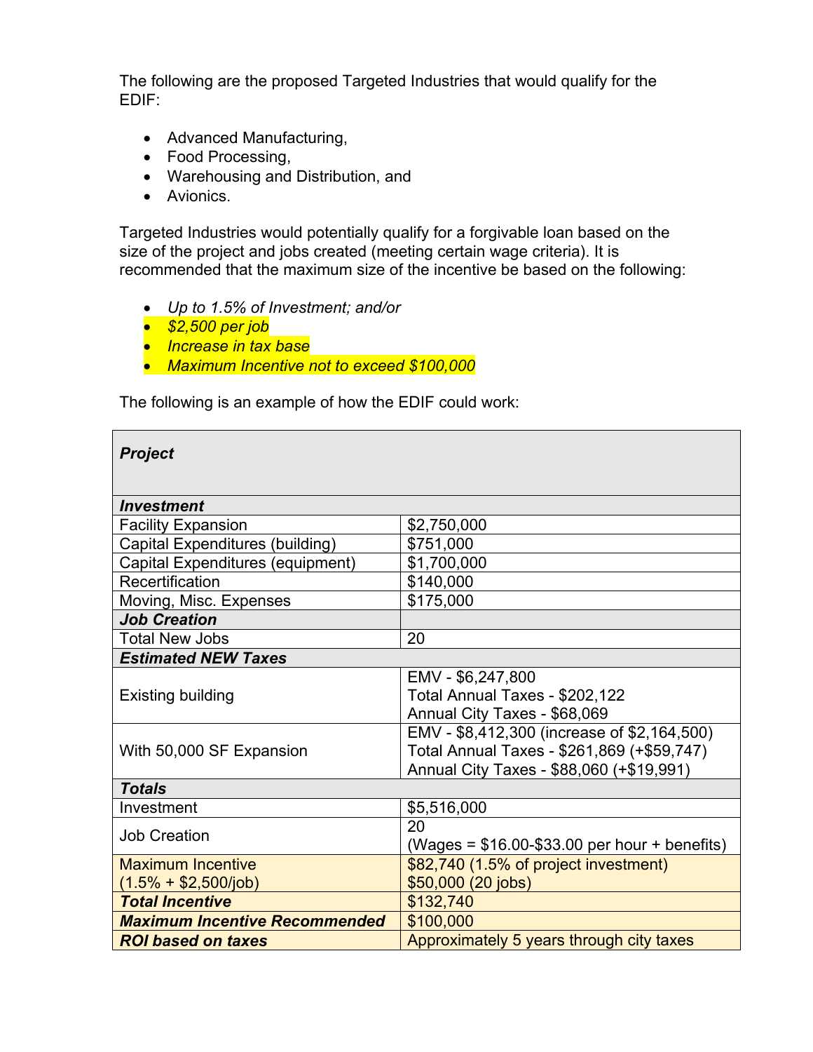The following are the proposed Targeted Industries that would qualify for the EDIF:

- Advanced Manufacturing,
- Food Processing,
- Warehousing and Distribution, and
- Avionics.

Targeted Industries would potentially qualify for a forgivable loan based on the size of the project and jobs created (meeting certain wage criteria). It is recommended that the maximum size of the incentive be based on the following:

- *Up to 1.5% of Investment; and/or*
- *$2,500 per job*
- *Increase in tax base*
- *Maximum Incentive not to exceed $100,000*

The following is an example of how the EDIF could work:

| ***Project*** | |
|---|---|
| ***Investment*** | |
| Facility Expansion | $2,750,000 |
| Capital Expenditures (building) | $751,000 |
| Capital Expenditures (equipment) | $1,700,000 |
| Recertification | $140,000 |
| Moving, Misc. Expenses | $175,000 |
| ***Job Creation*** | |
| Total New Jobs | 20 |
| ***Estimated NEW Taxes*** | |
| Existing building | EMV - $6,247,800<br>Total Annual Taxes - $202,122<br>Annual City Taxes - $68,069 |
| With 50,000 SF Expansion | EMV - $8,412,300 (increase of $2,164,500)<br>Total Annual Taxes - $261,869 (+$59,747)<br>Annual City Taxes - $88,060 (+$19,991) |
| ***Totals*** | |
| Investment | $5,516,000 |
| Job Creation | 20<br>(Wages = $16.00-$33.00 per hour + benefits) |
| Maximum Incentive<br>(1.5% + $2,500/job) | $82,740 (1.5% of project investment)<br>$50,000 (20 jobs) |
| ***Total Incentive*** | $132,740 |
| ***Maximum Incentive Recommended*** | $100,000 |
| ***ROI based on taxes*** | Approximately 5 years through city taxes |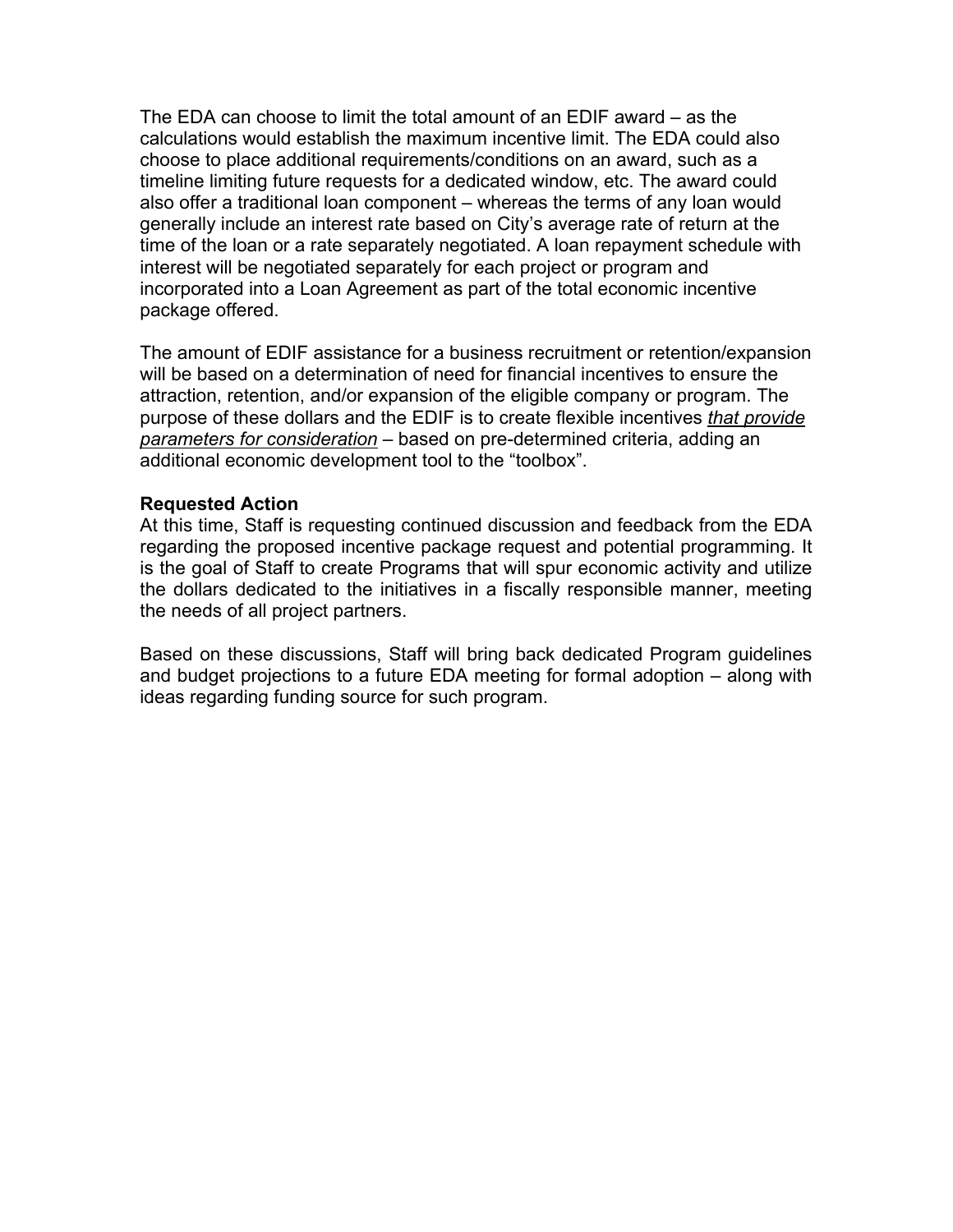The EDA can choose to limit the total amount of an EDIF award – as the calculations would establish the maximum incentive limit. The EDA could also choose to place additional requirements/conditions on an award, such as a timeline limiting future requests for a dedicated window, etc. The award could also offer a traditional loan component – whereas the terms of any loan would generally include an interest rate based on City's average rate of return at the time of the loan or a rate separately negotiated. A loan repayment schedule with interest will be negotiated separately for each project or program and incorporated into a Loan Agreement as part of the total economic incentive package offered.

The amount of EDIF assistance for a business recruitment or retention/expansion will be based on a determination of need for financial incentives to ensure the attraction, retention, and/or expansion of the eligible company or program. The purpose of these dollars and the EDIF is to create flexible incentives *that provide parameters for consideration* – based on pre-determined criteria, adding an additional economic development tool to the "toolbox".

**Requested Action**

At this time, Staff is requesting continued discussion and feedback from the EDA regarding the proposed incentive package request and potential programming. It is the goal of Staff to create Programs that will spur economic activity and utilize the dollars dedicated to the initiatives in a fiscally responsible manner, meeting the needs of all project partners.

Based on these discussions, Staff will bring back dedicated Program guidelines and budget projections to a future EDA meeting for formal adoption – along with ideas regarding funding source for such program.